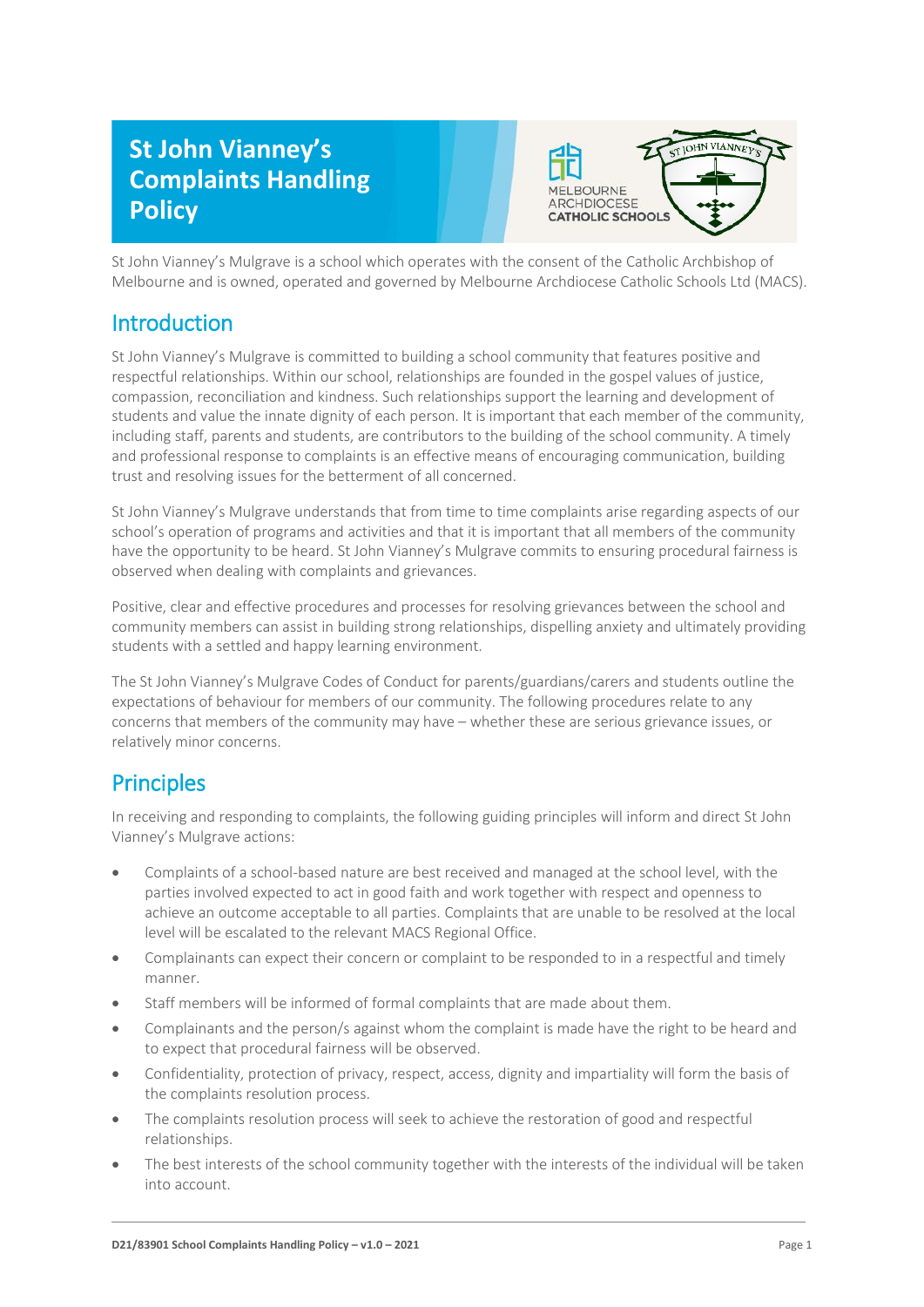# St John Vianney's Complaints Handling Policy

St John Vianney's Mulgrave is a school which operates with the consent of the Catholic Archbishop of Melbourne and is owned, operated and governed by Melbourne Archdiocese Catholic Schools Ltd (MACS).

## Introduction

St John Vianney's Mulgrave is committed to building a school community that features positive and respectful relationships. Within our school, relationships are founded in the gospel values of justice, compassion, reconciliation and kindness. Such relationships support the learning and development of students and value the innate dignity of each person. It is important that each member of the community, including staff, parents and students, are contributors to the building of the school community. A timely and professional response to complaints is an effective means of encouraging communication, building trust and resolving issues for the betterment of all concerned.

St John Vianney's Mulgrave understands that from time to time complaints arise regarding aspects of our school's operation of programs and activities and that it is important that all members of the community have the opportunity to be heard. St John Vianney's Mulgrave commits to ensuring procedural fairness is observed when dealing with complaints and grievances.

Positive, clear and effective procedures and processes for resolving grievances between the school and community members can assist in building strong relationships, dispelling anxiety and ultimately providing students with a settled and happy learning environment.

The St John Vianney's Mulgrave Codes of Conduct for parents/guardians/carers and students outline the expectations of behaviour for members of our community. The following procedures relate to any concerns that members of the community may have – whether these are serious grievance issues, or relatively minor concerns.

## Principles

In receiving and responding to complaints, the following guiding principles will inform and direct St John Vianney's Mulgrave actions:

- Complaints of a school-based nature are best received and managed at the school level, with the parties involved expected to act in good faith and work together with respect and openness to achieve an outcome acceptable to all parties. Complaints that are unable to be resolved at the local level will be escalated to the relevant MACS Regional Office.
- Complainants can expect their concern or complaint to be responded to in a respectful and timely manner.
- Staff members will be informed of formal complaints that are made about them.
- Complainants and the person/s against whom the complaint is made have the right to be heard and to expect that procedural fairness will be observed.
- Confidentiality, protection of privacy, respect, access, dignity and impartiality will form the basis of the complaints resolution process.
- The complaints resolution process will seek to achieve the restoration of good and respectful relationships.
- The best interests of the school community together with the interests of the individual will be taken into account.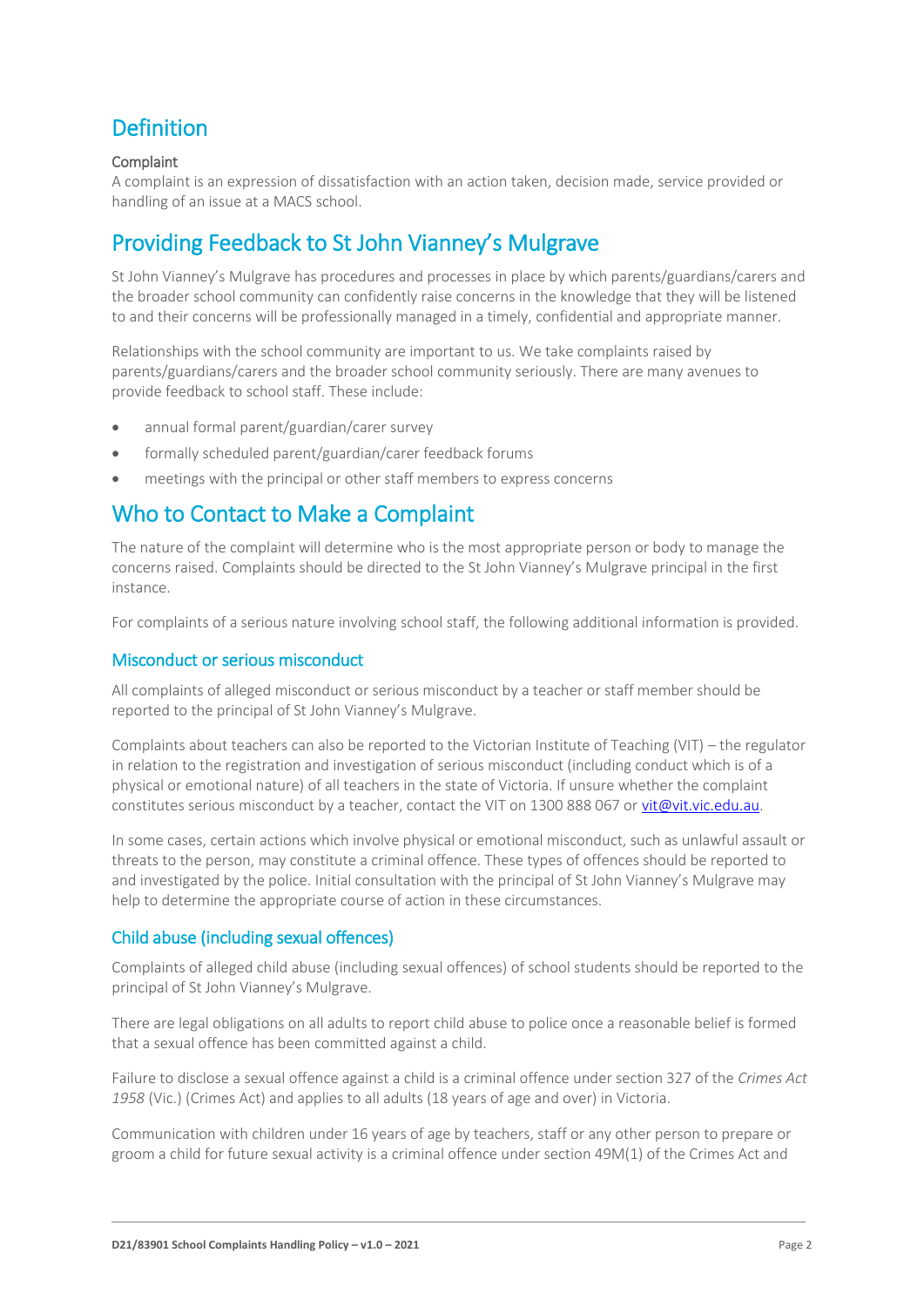## Definition

**Complaint**

A complaint is an expression of dissatisfaction with an action taken, decision made, service provided or handling of an issue at a MACS school.

## Providing Feedback to St John Vianney's Mulgrave

St John Vianney's Mulgrave has procedures and processes in place by which parents/guardians/carers and the broader school community can confidently raise concerns in the knowledge that they will be listened to and their concerns will be professionally managed in a timely, confidential and appropriate manner.

Relationships with the school community are important to us. We take complaints raised by parents/guardians/carers and the broader school community seriously. There are many avenues to provide feedback to school staff. These include:

- annual formal parent/guardian/carer survey
- formally scheduled parent/guardian/carer feedback forums
- meetings with the principal or other staff members to express concerns

## Who to Contact to Make a Complaint

The nature of the complaint will determine who is the most appropriate person or body to manage the concerns raised. Complaints should be directed to the St John Vianney's Mulgrave principal in the first instance.

For complaints of a serious nature involving school staff, the following additional information is provided.

### Misconduct or serious misconduct

All complaints of alleged misconduct or serious misconduct by a teacher or staff member should be reported to the principal of St John Vianney's Mulgrave.

Complaints about teachers can also be reported to the Victorian Institute of Teaching (VIT) – the regulator in relation to the registration and investigation of serious misconduct (including conduct which is of a physical or emotional nature) of all teachers in the state of Victoria. If unsure whether the complaint constitutes serious misconduct by a teacher, contact the VIT on 1300 888 067 or vit@vit.vic.edu.au.

In some cases, certain actions which involve physical or emotional misconduct, such as unlawful assault or threats to the person, may constitute a criminal offence. These types of offences should be reported to and investigated by the police. Initial consultation with the principal of St John Vianney's Mulgrave may help to determine the appropriate course of action in these circumstances.

### Child abuse (including sexual offences)

Complaints of alleged child abuse (including sexual offences) of school students should be reported to the principal of St John Vianney's Mulgrave.

There are legal obligations on all adults to report child abuse to police once a reasonable belief is formed that a sexual offence has been committed against a child.

Failure to disclose a sexual offence against a child is a criminal offence under section 327 of the *Crimes Act 1958* (Vic.) (Crimes Act) and applies to all adults (18 years of age and over) in Victoria.

Communication with children under 16 years of age by teachers, staff or any other person to prepare or groom a child for future sexual activity is a criminal offence under section 49M(1) of the Crimes Act and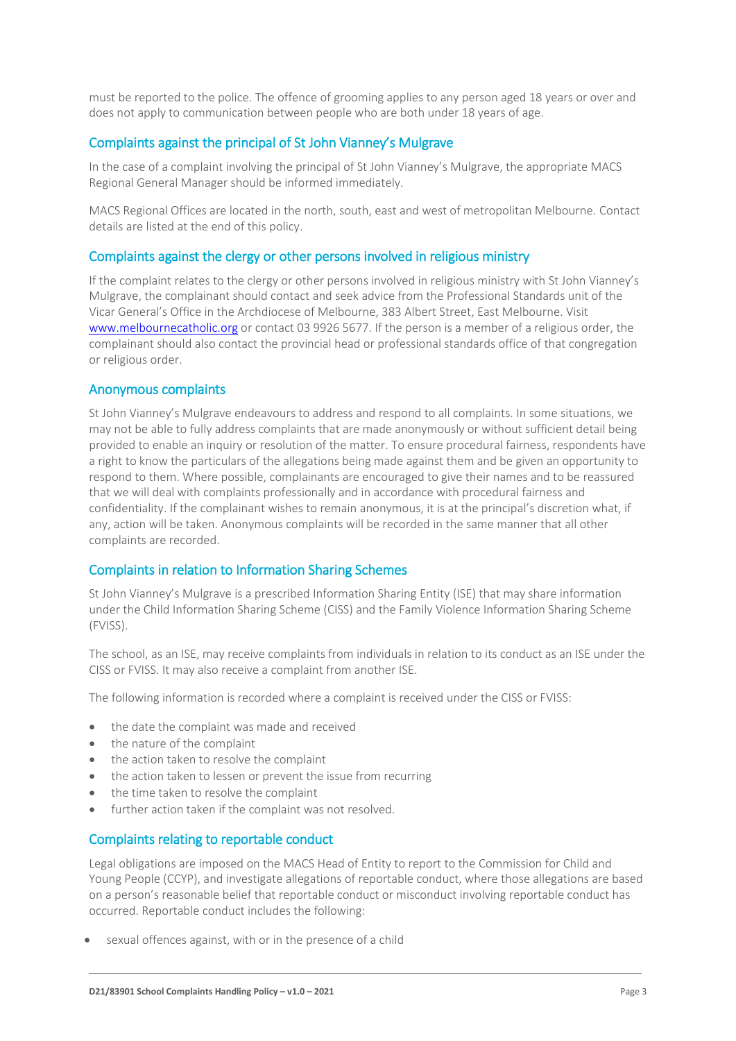must be reported to the police. The offence of grooming applies to any person aged 18 years or over and does not apply to communication between people who are both under 18 years of age.

## Complaints against the principal of St John Vianney's Mulgrave

In the case of a complaint involving the principal of St John Vianney's Mulgrave, the appropriate MACS Regional General Manager should be informed immediately.

MACS Regional Offices are located in the north, south, east and west of metropolitan Melbourne. Contact details are listed at the end of this policy.

## Complaints against the clergy or other persons involved in religious ministry

If the complaint relates to the clergy or other persons involved in religious ministry with St John Vianney's Mulgrave, the complainant should contact and seek advice from the Professional Standards unit of the Vicar General's Office in the Archdiocese of Melbourne, 383 Albert Street, East Melbourne. Visit [www.melbournecatholic.org](www.melbournecatholic.org) or contact 03 9926 5677. If the person is a member of a religious order, the complainant should also contact the provincial head or professional standards office of that congregation or religious order.

## Anonymous complaints

St John Vianney's Mulgrave endeavours to address and respond to all complaints. In some situations, we may not be able to fully address complaints that are made anonymously or without sufficient detail being provided to enable an inquiry or resolution of the matter. To ensure procedural fairness, respondents have a right to know the particulars of the allegations being made against them and be given an opportunity to respond to them. Where possible, complainants are encouraged to give their names and to be reassured that we will deal with complaints professionally and in accordance with procedural fairness and confidentiality. If the complainant wishes to remain anonymous, it is at the principal's discretion what, if any, action will be taken. Anonymous complaints will be recorded in the same manner that all other complaints are recorded.

## Complaints in relation to Information Sharing Schemes

St John Vianney's Mulgrave is a prescribed Information Sharing Entity (ISE) that may share information under the Child Information Sharing Scheme (CISS) and the Family Violence Information Sharing Scheme (FVISS).

The school, as an ISE, may receive complaints from individuals in relation to its conduct as an ISE under the CISS or FVISS. It may also receive a complaint from another ISE.

The following information is recorded where a complaint is received under the CISS or FVISS:

- the date the complaint was made and received
- the nature of the complaint
- the action taken to resolve the complaint
- the action taken to lessen or prevent the issue from recurring
- the time taken to resolve the complaint
- further action taken if the complaint was not resolved.

## Complaints relating to reportable conduct

Legal obligations are imposed on the MACS Head of Entity to report to the Commission for Child and Young People (CCYP), and investigate allegations of reportable conduct, where those allegations are based on a person's reasonable belief that reportable conduct or misconduct involving reportable conduct has occurred. Reportable conduct includes the following:

- sexual offences against, with or in the presence of a child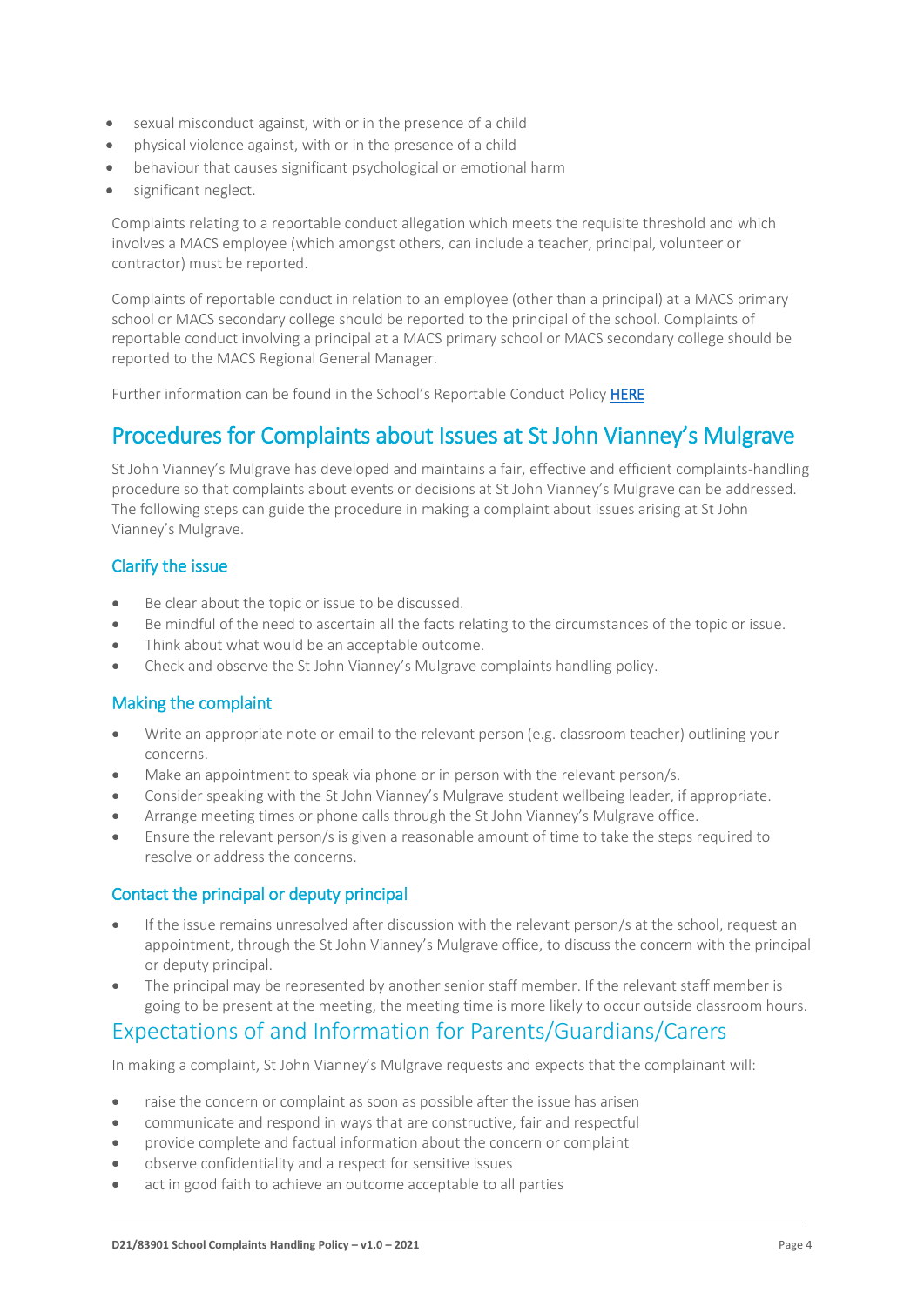- sexual misconduct against, with or in the presence of a child
- physical violence against, with or in the presence of a child
- behaviour that causes significant psychological or emotional harm
- significant neglect.

Complaints relating to a reportable conduct allegation which meets the requisite threshold and which involves a MACS employee (which amongst others, can include a teacher, principal, volunteer or contractor) must be reported.

Complaints of reportable conduct in relation to an employee (other than a principal) at a MACS primary school or MACS secondary college should be reported to the principal of the school. Complaints of reportable conduct involving a principal at a MACS primary school or MACS secondary college should be reported to the MACS Regional General Manager.

Further information can be found in the School's Reportable Conduct Policy **HERE**

## Procedures for Complaints about Issues at St John Vianney's Mulgrave

St John Vianney's Mulgrave has developed and maintains a fair, effective and efficient complaints-handling procedure so that complaints about events or decisions at St John Vianney's Mulgrave can be addressed. The following steps can guide the procedure in making a complaint about issues arising at St John Vianney's Mulgrave.

### Clarify the issue

- Be clear about the topic or issue to be discussed.
- Be mindful of the need to ascertain all the facts relating to the circumstances of the topic or issue.
- Think about what would be an acceptable outcome.
- Check and observe the St John Vianney's Mulgrave complaints handling policy.

### Making the complaint

- Write an appropriate note or email to the relevant person (e.g. classroom teacher) outlining your concerns.
- Make an appointment to speak via phone or in person with the relevant person/s.
- Consider speaking with the St John Vianney's Mulgrave student wellbeing leader, if appropriate.
- Arrange meeting times or phone calls through the St John Vianney's Mulgrave office.
- Ensure the relevant person/s is given a reasonable amount of time to take the steps required to resolve or address the concerns.

### Contact the principal or deputy principal

- If the issue remains unresolved after discussion with the relevant person/s at the school, request an appointment, through the St John Vianney's Mulgrave office, to discuss the concern with the principal or deputy principal.
- The principal may be represented by another senior staff member. If the relevant staff member is going to be present at the meeting, the meeting time is more likely to occur outside classroom hours.

## Expectations of and Information for Parents/Guardians/Carers

In making a complaint, St John Vianney's Mulgrave requests and expects that the complainant will:

- raise the concern or complaint as soon as possible after the issue has arisen
- communicate and respond in ways that are constructive, fair and respectful
- provide complete and factual information about the concern or complaint
- observe confidentiality and a respect for sensitive issues
- act in good faith to achieve an outcome acceptable to all parties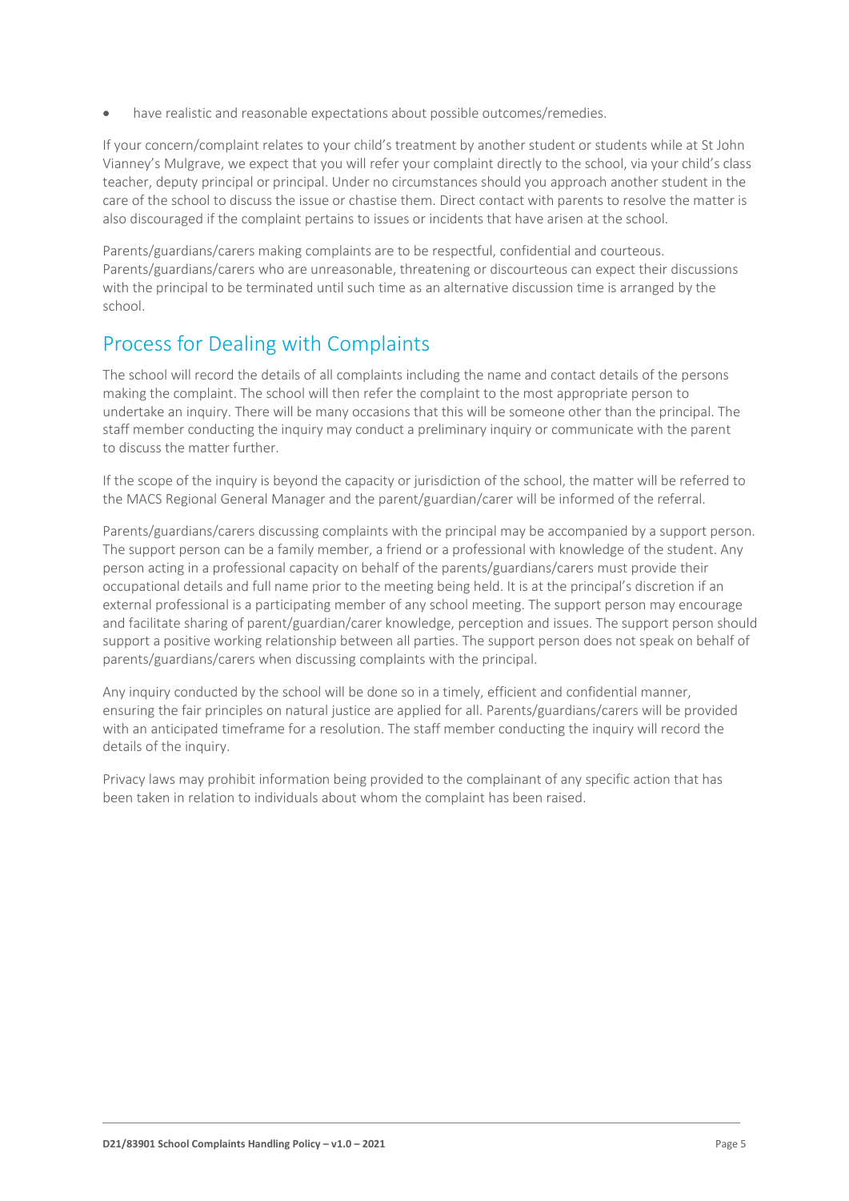- have realistic and reasonable expectations about possible outcomes/remedies.

If your concern/complaint relates to your child's treatment by another student or students while at St John Vianney's Mulgrave, we expect that you will refer your complaint directly to the school, via your child's class teacher, deputy principal or principal. Under no circumstances should you approach another student in the care of the school to discuss the issue or chastise them. Direct contact with parents to resolve the matter is also discouraged if the complaint pertains to issues or incidents that have arisen at the school.

Parents/guardians/carers making complaints are to be respectful, confidential and courteous. Parents/guardians/carers who are unreasonable, threatening or discourteous can expect their discussions with the principal to be terminated until such time as an alternative discussion time is arranged by the school.

## Process for Dealing with Complaints

The school will record the details of all complaints including the name and contact details of the persons making the complaint. The school will then refer the complaint to the most appropriate person to undertake an inquiry. There will be many occasions that this will be someone other than the principal. The staff member conducting the inquiry may conduct a preliminary inquiry or communicate with the parent to discuss the matter further.

If the scope of the inquiry is beyond the capacity or jurisdiction of the school, the matter will be referred to the MACS Regional General Manager and the parent/guardian/carer will be informed of the referral.

Parents/guardians/carers discussing complaints with the principal may be accompanied by a support person. The support person can be a family member, a friend or a professional with knowledge of the student. Any person acting in a professional capacity on behalf of the parents/guardians/carers must provide their occupational details and full name prior to the meeting being held. It is at the principal's discretion if an external professional is a participating member of any school meeting. The support person may encourage and facilitate sharing of parent/guardian/carer knowledge, perception and issues. The support person should support a positive working relationship between all parties. The support person does not speak on behalf of parents/guardians/carers when discussing complaints with the principal.

Any inquiry conducted by the school will be done so in a timely, efficient and confidential manner, ensuring the fair principles on natural justice are applied for all. Parents/guardians/carers will be provided with an anticipated timeframe for a resolution. The staff member conducting the inquiry will record the details of the inquiry.

Privacy laws may prohibit information being provided to the complainant of any specific action that has been taken in relation to individuals about whom the complaint has been raised.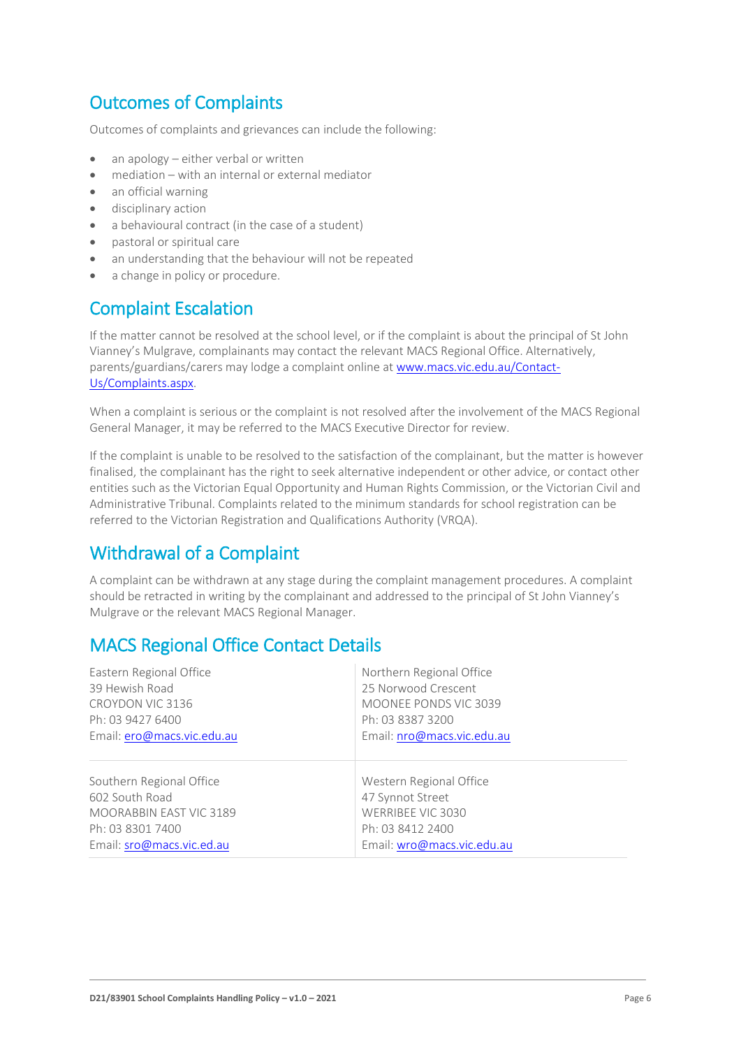## Outcomes of Complaints

Outcomes of complaints and grievances can include the following:

- an apology – either verbal or written
- mediation – with an internal or external mediator
- an official warning
- disciplinary action
- a behavioural contract (in the case of a student)
- pastoral or spiritual care
- an understanding that the behaviour will not be repeated
- a change in policy or procedure.

## Complaint Escalation

If the matter cannot be resolved at the school level, or if the complaint is about the principal of St John Vianney's Mulgrave, complainants may contact the relevant MACS Regional Office. Alternatively, parents/guardians/carers may lodge a complaint online at [www.macs.vic.edu.au/Contact-Us/Complaints.aspx](www.macs.vic.edu.au/Contact-Us/Complaints.aspx).

When a complaint is serious or the complaint is not resolved after the involvement of the MACS Regional General Manager, it may be referred to the MACS Executive Director for review.

If the complaint is unable to be resolved to the satisfaction of the complainant, but the matter is however finalised, the complainant has the right to seek alternative independent or other advice, or contact other entities such as the Victorian Equal Opportunity and Human Rights Commission, or the Victorian Civil and Administrative Tribunal. Complaints related to the minimum standards for school registration can be referred to the Victorian Registration and Qualifications Authority (VRQA).

## Withdrawal of a Complaint

A complaint can be withdrawn at any stage during the complaint management procedures. A complaint should be retracted in writing by the complainant and addressed to the principal of St John Vianney's Mulgrave or the relevant MACS Regional Manager.

## MACS Regional Office Contact Details

| | |
|---|---|
| Eastern Regional Office<br>39 Hewish Road<br>CROYDON VIC 3136<br>Ph: 03 9427 6400<br>Email: ero@macs.vic.edu.au | Northern Regional Office<br>25 Norwood Crescent<br>MOONEE PONDS VIC 3039<br>Ph: 03 8387 3200<br>Email: nro@macs.vic.edu.au |
| Southern Regional Office<br>602 South Road<br>MOORABBIN EAST VIC 3189<br>Ph: 03 8301 7400<br>Email: sro@macs.vic.ed.au | Western Regional Office<br>47 Synnot Street<br>WERRIBEE VIC 3030<br>Ph: 03 8412 2400<br>Email: wro@macs.vic.edu.au |